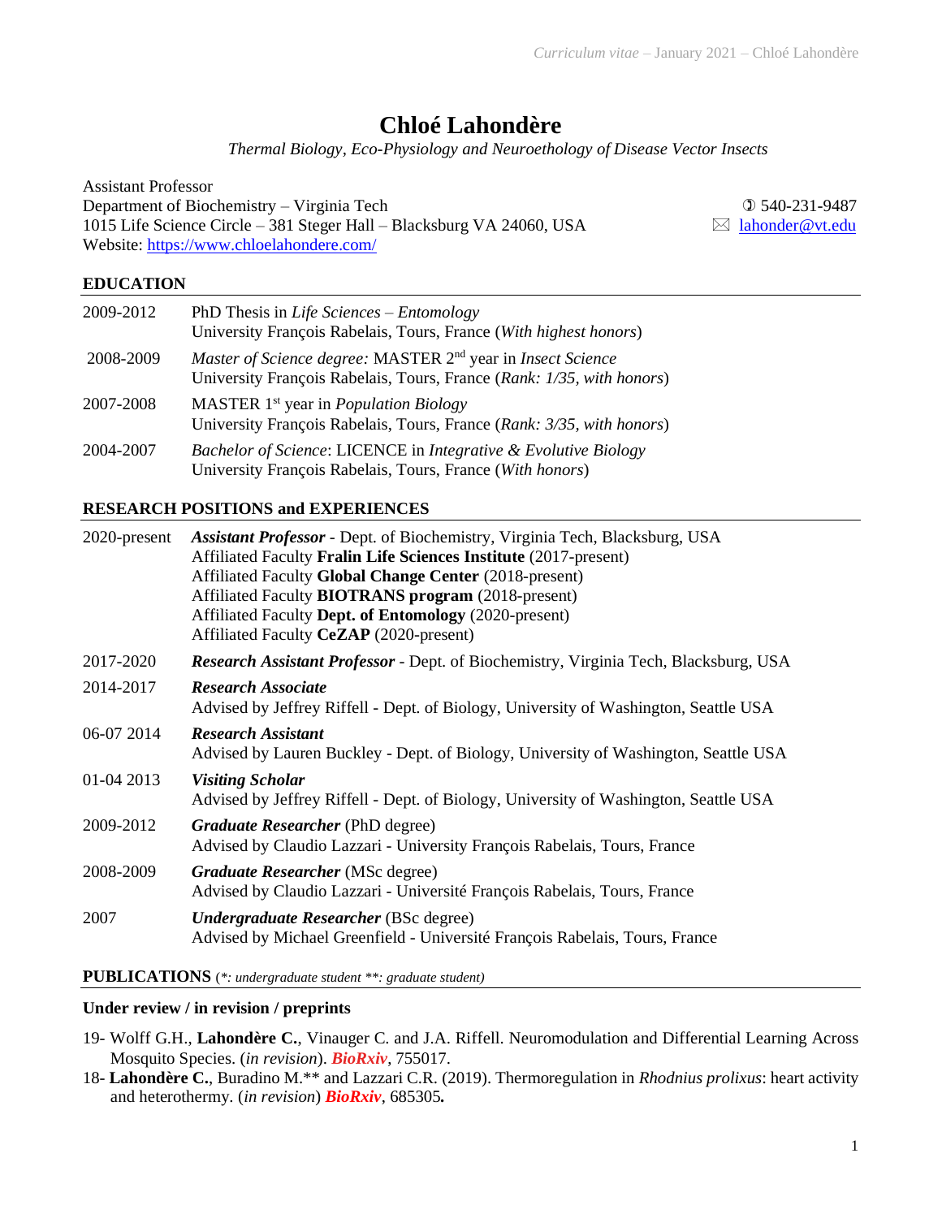# Chloé Lahondère

*Thermal Biology, Eco-Physiology and Neuroethology of Disease Vector Insects*

Assistant Professor
Department of Biochemistry – Virginia Tech
1015 Life Science Circle – 381 Steger Hall – Blacksburg VA 24060, USA
Website: https://www.chloelahondere.com/

✆ 540-231-9487
✉ lahonder@vt.edu

## EDUCATION

| | |
|---|---|
| 2009-2012 | PhD Thesis in *Life Sciences – Entomology*<br>University François Rabelais, Tours, France (*With highest honors*) |
| 2008-2009 | *Master of Science degree:* MASTER 2nd year in *Insect Science*<br>University François Rabelais, Tours, France (*Rank: 1/35, with honors*) |
| 2007-2008 | MASTER 1st year in *Population Biology*<br>University François Rabelais, Tours, France (*Rank: 3/35, with honors*) |
| 2004-2007 | *Bachelor of Science*: LICENCE in *Integrative & Evolutive Biology*<br>University François Rabelais, Tours, France (*With honors*) |

## RESEARCH POSITIONS and EXPERIENCES

| | |
|---|---|
| 2020-present | ***Assistant Professor*** - Dept. of Biochemistry, Virginia Tech, Blacksburg, USA<br>Affiliated Faculty **Fralin Life Sciences Institute** (2017-present)<br>Affiliated Faculty **Global Change Center** (2018-present)<br>Affiliated Faculty **BIOTRANS program** (2018-present)<br>Affiliated Faculty **Dept. of Entomology** (2020-present)<br>Affiliated Faculty **CeZAP** (2020-present) |
| 2017-2020 | ***Research Assistant Professor*** - Dept. of Biochemistry, Virginia Tech, Blacksburg, USA |
| 2014-2017 | ***Research Associate***<br>Advised by Jeffrey Riffell - Dept. of Biology, University of Washington, Seattle USA |
| 06-07 2014 | ***Research Assistant***<br>Advised by Lauren Buckley - Dept. of Biology, University of Washington, Seattle USA |
| 01-04 2013 | ***Visiting Scholar***<br>Advised by Jeffrey Riffell - Dept. of Biology, University of Washington, Seattle USA |
| 2009-2012 | ***Graduate Researcher*** (PhD degree)<br>Advised by Claudio Lazzari - University François Rabelais, Tours, France |
| 2008-2009 | ***Graduate Researcher*** (MSc degree)<br>Advised by Claudio Lazzari - Université François Rabelais, Tours, France |
| 2007 | ***Undergraduate Researcher*** (BSc degree)<br>Advised by Michael Greenfield - Université François Rabelais, Tours, France |

## PUBLICATIONS (*\*: undergraduate student \*\*: graduate student)*

### Under review / in revision / preprints

19- Wolff G.H., **Lahondère C.**, Vinauger C. and J.A. Riffell. Neuromodulation and Differential Learning Across Mosquito Species. (*in revision*). ***BioRxiv***, 755017.

18- **Lahondère C.**, Buradino M.** and Lazzari C.R. (2019). Thermoregulation in *Rhodnius prolixus*: heart activity and heterothermy. (*in revision*) ***BioRxiv***, 685305**.**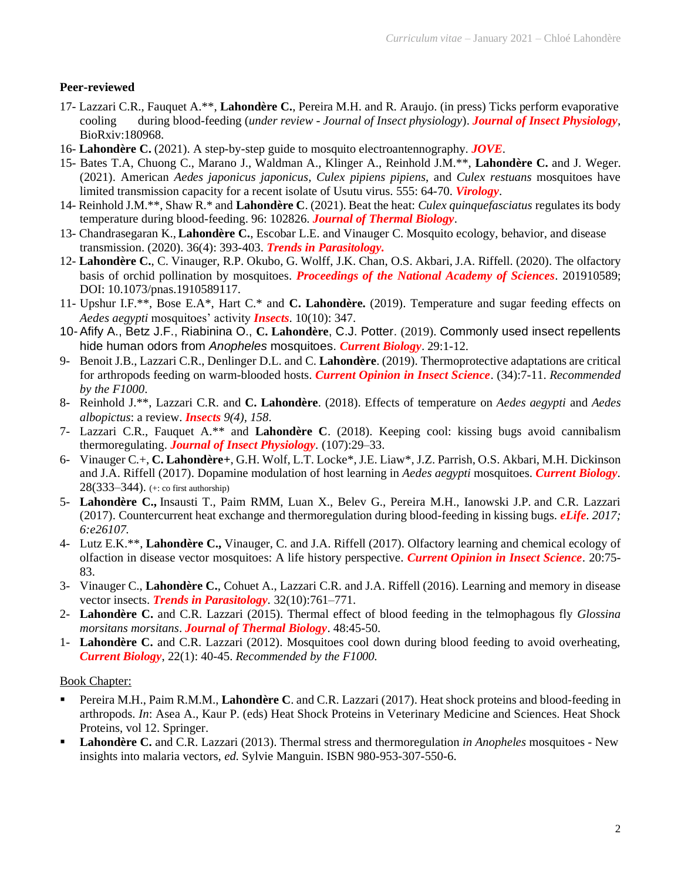**Peer-reviewed**

17- Lazzari C.R., Fauquet A.**, **Lahondère C.**, Pereira M.H. and R. Araujo. (in press) Ticks perform evaporative cooling during blood-feeding (*under review - Journal of Insect physiology*). ***Journal of Insect Physiology***, BioRxiv:180968.

16- **Lahondère C.** (2021). A step-by-step guide to mosquito electroantennography. ***JOVE***.

15- Bates T.A, Chuong C., Marano J., Waldman A., Klinger A., Reinhold J.M.**, **Lahondère C.** and J. Weger. (2021). American *Aedes japonicus japonicus*, *Culex pipiens pipiens*, and *Culex restuans* mosquitoes have limited transmission capacity for a recent isolate of Usutu virus. 555: 64-70. ***Virology***.

14- Reinhold J.M.**, Shaw R.* and **Lahondère C**. (2021). Beat the heat: *Culex quinquefasciatus* regulates its body temperature during blood-feeding. 96: 102826. ***Journal of Thermal Biology***.

13- Chandrasegaran K., **Lahondère C.**, Escobar L.E. and Vinauger C. Mosquito ecology, behavior, and disease transmission. (2020). 36(4): 393-403. ***Trends in Parasitology.***

12- **Lahondère C.**, C. Vinauger, R.P. Okubo, G. Wolff, J.K. Chan, O.S. Akbari, J.A. Riffell. (2020). The olfactory basis of orchid pollination by mosquitoes. ***Proceedings of the National Academy of Sciences***. 201910589; DOI: 10.1073/pnas.1910589117.

11- Upshur I.F.**, Bose E.A*, Hart C.* and **C. Lahondère.** (2019). Temperature and sugar feeding effects on *Aedes aegypti* mosquitoes' activity ***Insects***. 10(10): 347.

10- Afify A., Betz J.F., Riabinina O., **C. Lahondère**, C.J. Potter. (2019). Commonly used insect repellents hide human odors from *Anopheles* mosquitoes. ***Current Biology***. 29:1-12.

9- Benoit J.B., Lazzari C.R., Denlinger D.L. and C. **Lahondère**. (2019). Thermoprotective adaptations are critical for arthropods feeding on warm-blooded hosts. ***Current Opinion in Insect Science***. (34):7-11. *Recommended by the F1000*.

8- Reinhold J.**, Lazzari C.R. and **C. Lahondère**. (2018). Effects of temperature on *Aedes aegypti* and *Aedes albopictus*: a review. ***Insects*** *9(4), 158*.

7- Lazzari C.R., Fauquet A.** and **Lahondère C**. (2018). Keeping cool: kissing bugs avoid cannibalism thermoregulating. ***Journal of Insect Physiology***. (107):29–33.

6- Vinauger C.+, **C. Lahondère+**, G.H. Wolf, L.T. Locke*, J.E. Liaw*, J.Z. Parrish, O.S. Akbari, M.H. Dickinson and J.A. Riffell (2017). Dopamine modulation of host learning in *Aedes aegypti* mosquitoes. ***Current Biology***. 28(333–344). (+: co first authorship)

5- **Lahondère C.,** Insausti T., Paim RMM, Luan X., Belev G., Pereira M.H., Ianowski J.P. and C.R. Lazzari (2017). Countercurrent heat exchange and thermoregulation during blood-feeding in kissing bugs. ***eLife***. *2017; 6:e26107.*

4- Lutz E.K.**, **Lahondère C.,** Vinauger, C. and J.A. Riffell (2017). Olfactory learning and chemical ecology of olfaction in disease vector mosquitoes: A life history perspective. ***Current Opinion in Insect Science***. 20:75-83.

3- Vinauger C., **Lahondère C.**, Cohuet A., Lazzari C.R. and J.A. Riffell (2016). Learning and memory in disease vector insects. ***Trends in Parasitology***. 32(10):761–771.

2- **Lahondère C.** and C.R. Lazzari (2015). Thermal effect of blood feeding in the telmophagous fly *Glossina morsitans morsitans*. ***Journal of Thermal Biology***. 48:45-50.

1- **Lahondère C.** and C.R. Lazzari (2012). Mosquitoes cool down during blood feeding to avoid overheating, ***Current Biology***, 22(1): 40-45. *Recommended by the F1000.*

Book Chapter:

- Pereira M.H., Paim R.M.M., **Lahondère C**. and C.R. Lazzari (2017). Heat shock proteins and blood-feeding in arthropods. *In*: Asea A., Kaur P. (eds) Heat Shock Proteins in Veterinary Medicine and Sciences. Heat Shock Proteins, vol 12. Springer.
- **Lahondère C.** and C.R. Lazzari (2013). Thermal stress and thermoregulation *in Anopheles* mosquitoes - New insights into malaria vectors, *ed.* Sylvie Manguin. ISBN 980-953-307-550-6.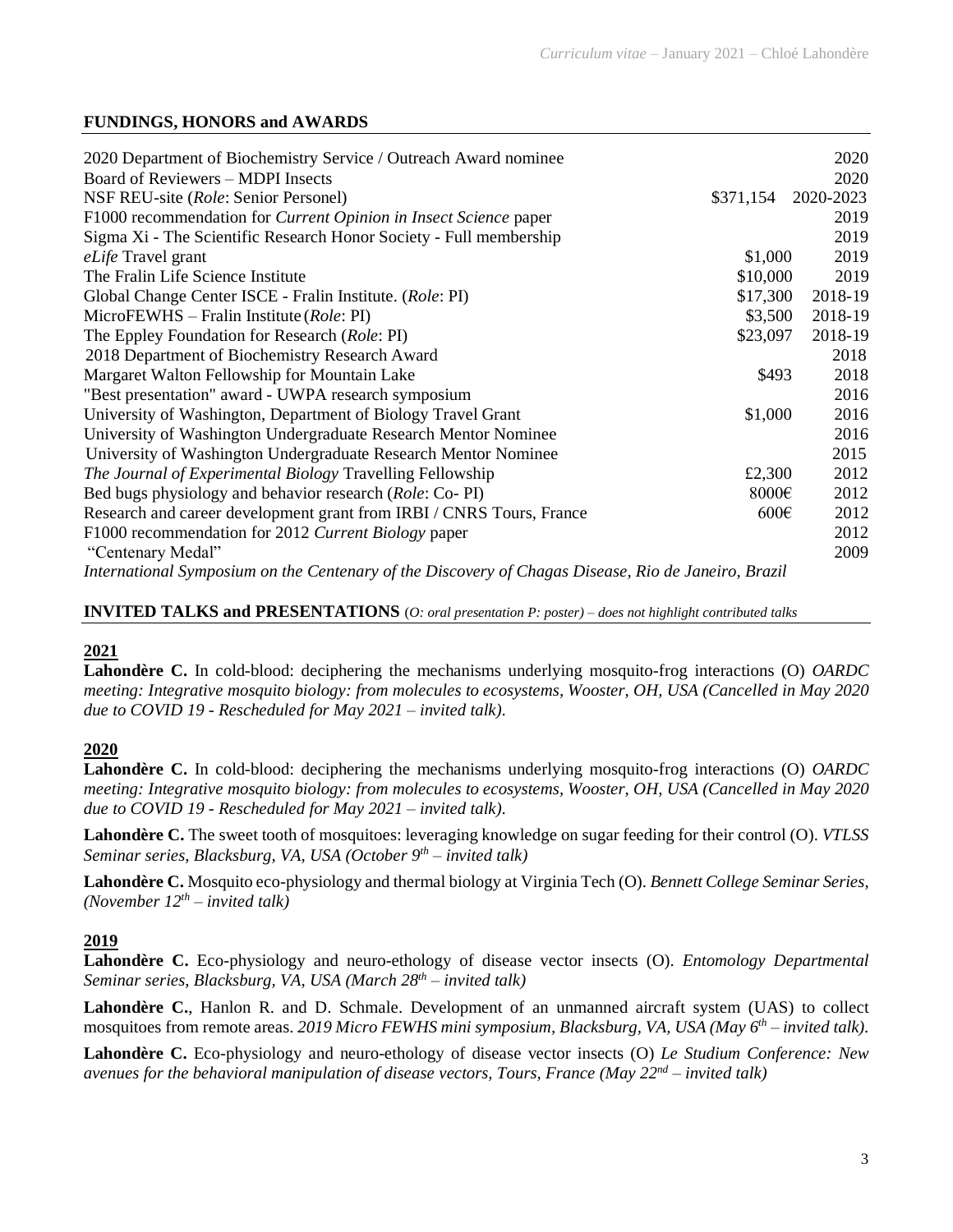## FUNDINGS, HONORS and AWARDS

| | | |
|---|---|---|
| 2020 Department of Biochemistry Service / Outreach Award nominee | | 2020 |
| Board of Reviewers – MDPI Insects | | 2020 |
| NSF REU-site (*Role*: Senior Personel) | \$371,154 | 2020-2023 |
| F1000 recommendation for *Current Opinion in Insect Science* paper | | 2019 |
| Sigma Xi - The Scientific Research Honor Society - Full membership | | 2019 |
| *eLife* Travel grant | \$1,000 | 2019 |
| The Fralin Life Science Institute | \$10,000 | 2019 |
| Global Change Center ISCE - Fralin Institute. (*Role*: PI) | \$17,300 | 2018-19 |
| MicroFEWHS – Fralin Institute (*Role*: PI) | \$3,500 | 2018-19 |
| The Eppley Foundation for Research (*Role*: PI) | \$23,097 | 2018-19 |
| 2018 Department of Biochemistry Research Award | | 2018 |
| Margaret Walton Fellowship for Mountain Lake | \$493 | 2018 |
| "Best presentation" award - UWPA research symposium | | 2016 |
| University of Washington, Department of Biology Travel Grant | \$1,000 | 2016 |
| University of Washington Undergraduate Research Mentor Nominee | | 2016 |
| University of Washington Undergraduate Research Mentor Nominee | | 2015 |
| *The Journal of Experimental Biology* Travelling Fellowship | £2,300 | 2012 |
| Bed bugs physiology and behavior research (*Role*: Co- PI) | 8000€ | 2012 |
| Research and career development grant from IRBI / CNRS Tours, France | 600€ | 2012 |
| F1000 recommendation for 2012 *Current Biology* paper | | 2012 |
| "Centenary Medal" | | 2009 |

*International Symposium on the Centenary of the Discovery of Chagas Disease, Rio de Janeiro, Brazil*

## INVITED TALKS and PRESENTATIONS (*O: oral presentation P: poster) – does not highlight contributed talks*

### 2021

**Lahondère C.** In cold-blood: deciphering the mechanisms underlying mosquito-frog interactions (O) *OARDC meeting: Integrative mosquito biology: from molecules to ecosystems, Wooster, OH, USA (Cancelled in May 2020 due to COVID 19 - Rescheduled for May 2021 – invited talk).*

### 2020

**Lahondère C.** In cold-blood: deciphering the mechanisms underlying mosquito-frog interactions (O) *OARDC meeting: Integrative mosquito biology: from molecules to ecosystems, Wooster, OH, USA (Cancelled in May 2020 due to COVID 19 - Rescheduled for May 2021 – invited talk).*

**Lahondère C.** The sweet tooth of mosquitoes: leveraging knowledge on sugar feeding for their control (O). *VTLSS Seminar series, Blacksburg, VA, USA (October 9th – invited talk)*

**Lahondère C.** Mosquito eco-physiology and thermal biology at Virginia Tech (O). *Bennett College Seminar Series, (November 12th – invited talk)*

### 2019

**Lahondère C.** Eco-physiology and neuro-ethology of disease vector insects (O). *Entomology Departmental Seminar series, Blacksburg, VA, USA (March 28th – invited talk)*

**Lahondère C.**, Hanlon R. and D. Schmale. Development of an unmanned aircraft system (UAS) to collect mosquitoes from remote areas. *2019 Micro FEWHS mini symposium, Blacksburg, VA, USA (May 6th – invited talk).*

**Lahondère C.** Eco-physiology and neuro-ethology of disease vector insects (O) *Le Studium Conference: New avenues for the behavioral manipulation of disease vectors, Tours, France (May 22nd – invited talk)*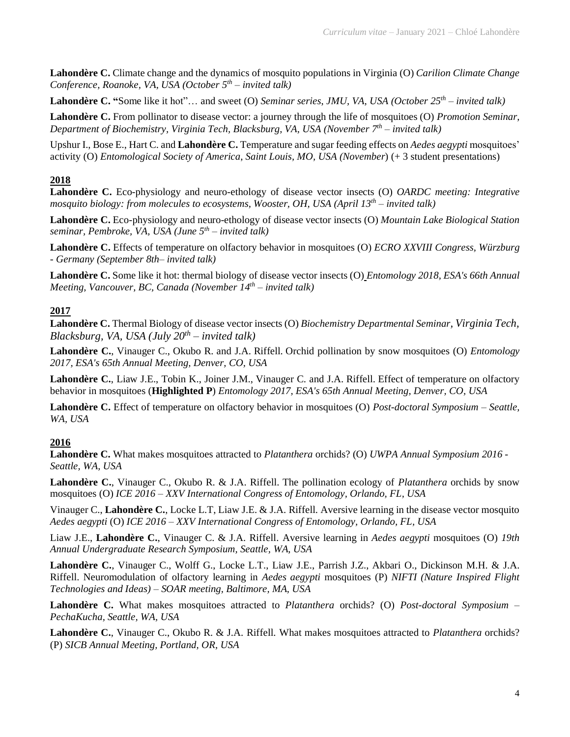**Lahondère C.** Climate change and the dynamics of mosquito populations in Virginia (O) *Carilion Climate Change Conference, Roanoke, VA, USA (October 5th – invited talk)*

**Lahondère C. "**Some like it hot"… and sweet (O) *Seminar series, JMU, VA, USA (October 25th – invited talk)*

**Lahondère C.** From pollinator to disease vector: a journey through the life of mosquitoes (O) *Promotion Seminar, Department of Biochemistry, Virginia Tech, Blacksburg, VA, USA (November 7th – invited talk)*

Upshur I., Bose E., Hart C. and **Lahondère C.** Temperature and sugar feeding effects on *Aedes aegypti* mosquitoes' activity (O) *Entomological Society of America, Saint Louis, MO, USA (November*) (+ 3 student presentations)

## 2018

**Lahondère C.** Eco-physiology and neuro-ethology of disease vector insects (O) *OARDC meeting: Integrative mosquito biology: from molecules to ecosystems, Wooster, OH, USA (April 13th – invited talk)*

**Lahondère C.** Eco-physiology and neuro-ethology of disease vector insects (O) *Mountain Lake Biological Station seminar, Pembroke, VA, USA (June 5th – invited talk)*

**Lahondère C.** Effects of temperature on olfactory behavior in mosquitoes (O) *ECRO XXVIII Congress, Würzburg - Germany (September 8th– invited talk)*

**Lahondère C.** Some like it hot: thermal biology of disease vector insects (O) *Entomology 2018, ESA's 66th Annual Meeting, Vancouver, BC, Canada (November 14th – invited talk)*

## 2017

**Lahondère C.** Thermal Biology of disease vector insects (O) *Biochemistry Departmental Seminar, Virginia Tech, Blacksburg, VA, USA (July 20th – invited talk)*

**Lahondère C.**, Vinauger C., Okubo R. and J.A. Riffell. Orchid pollination by snow mosquitoes (O) *Entomology 2017, ESA's 65th Annual Meeting, Denver, CO, USA*

**Lahondère C.**, Liaw J.E., Tobin K., Joiner J.M., Vinauger C. and J.A. Riffell. Effect of temperature on olfactory behavior in mosquitoes (**Highlighted P**) *Entomology 2017, ESA's 65th Annual Meeting, Denver, CO, USA*

**Lahondère C.** Effect of temperature on olfactory behavior in mosquitoes (O) *Post-doctoral Symposium – Seattle, WA, USA*

## 2016

**Lahondère C.** What makes mosquitoes attracted to *Platanthera* orchids? (O) *UWPA Annual Symposium 2016 - Seattle, WA, USA*

**Lahondère C.**, Vinauger C., Okubo R. & J.A. Riffell. The pollination ecology of *Platanthera* orchids by snow mosquitoes (O) *ICE 2016 – XXV International Congress of Entomology, Orlando, FL, USA*

Vinauger C., **Lahondère C.**, Locke L.T, Liaw J.E. & J.A. Riffell. Aversive learning in the disease vector mosquito *Aedes aegypti* (O) *ICE 2016 – XXV International Congress of Entomology, Orlando, FL, USA*

Liaw J.E., **Lahondère C.**, Vinauger C. & J.A. Riffell. Aversive learning in *Aedes aegypti* mosquitoes (O) *19th Annual Undergraduate Research Symposium, Seattle, WA, USA*

**Lahondère C.**, Vinauger C., Wolff G., Locke L.T., Liaw J.E., Parrish J.Z., Akbari O., Dickinson M.H. & J.A. Riffell. Neuromodulation of olfactory learning in *Aedes aegypti* mosquitoes (P) *NIFTI (Nature Inspired Flight Technologies and Ideas) – SOAR meeting, Baltimore, MA, USA*

**Lahondère C.** What makes mosquitoes attracted to *Platanthera* orchids? (O) *Post-doctoral Symposium – PechaKucha, Seattle, WA, USA*

**Lahondère C.**, Vinauger C., Okubo R. & J.A. Riffell. What makes mosquitoes attracted to *Platanthera* orchids? (P) *SICB Annual Meeting, Portland, OR, USA*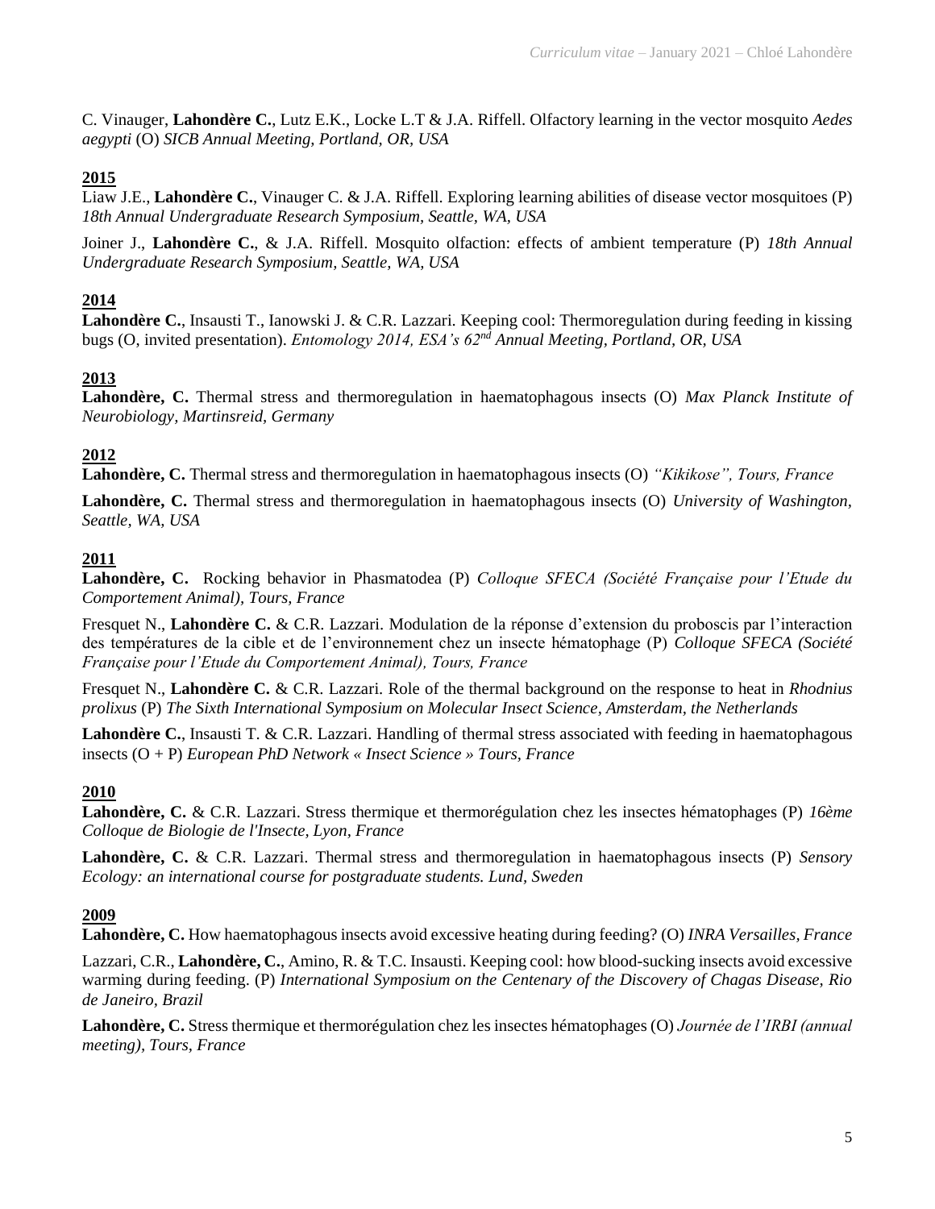C. Vinauger, **Lahondère C.**, Lutz E.K., Locke L.T & J.A. Riffell. Olfactory learning in the vector mosquito *Aedes aegypti* (O) *SICB Annual Meeting, Portland, OR, USA*

**2015**

Liaw J.E., **Lahondère C.**, Vinauger C. & J.A. Riffell. Exploring learning abilities of disease vector mosquitoes (P) *18th Annual Undergraduate Research Symposium, Seattle, WA, USA*

Joiner J., **Lahondère C.**, & J.A. Riffell. Mosquito olfaction: effects of ambient temperature (P) *18th Annual Undergraduate Research Symposium, Seattle, WA, USA*

**2014**

**Lahondère C.**, Insausti T., Ianowski J. & C.R. Lazzari. Keeping cool: Thermoregulation during feeding in kissing bugs (O, invited presentation). *Entomology 2014, ESA's 62nd Annual Meeting, Portland, OR, USA*

**2013**

**Lahondère, C.** Thermal stress and thermoregulation in haematophagous insects (O) *Max Planck Institute of Neurobiology, Martinsreid, Germany*

**2012**

**Lahondère, C.** Thermal stress and thermoregulation in haematophagous insects (O) *"Kikikose", Tours, France*

**Lahondère, C.** Thermal stress and thermoregulation in haematophagous insects (O) *University of Washington, Seattle, WA, USA*

**2011**

**Lahondère, C.** Rocking behavior in Phasmatodea (P) *Colloque SFECA (Société Française pour l'Etude du Comportement Animal), Tours, France*

Fresquet N., **Lahondère C.** & C.R. Lazzari. Modulation de la réponse d'extension du proboscis par l'interaction des températures de la cible et de l'environnement chez un insecte hématophage (P) *Colloque SFECA (Société Française pour l'Etude du Comportement Animal), Tours, France*

Fresquet N., **Lahondère C.** & C.R. Lazzari. Role of the thermal background on the response to heat in *Rhodnius prolixus* (P) *The Sixth International Symposium on Molecular Insect Science, Amsterdam, the Netherlands*

**Lahondère C.**, Insausti T. & C.R. Lazzari. Handling of thermal stress associated with feeding in haematophagous insects (O + P) *European PhD Network « Insect Science » Tours, France*

**2010**

**Lahondère, C.** & C.R. Lazzari. Stress thermique et thermorégulation chez les insectes hématophages (P) *16ème Colloque de Biologie de l'Insecte, Lyon, France*

**Lahondère, C.** & C.R. Lazzari. Thermal stress and thermoregulation in haematophagous insects (P) *Sensory Ecology: an international course for postgraduate students. Lund, Sweden*

**2009**

**Lahondère, C.** How haematophagous insects avoid excessive heating during feeding? (O) *INRA Versailles, France*

Lazzari, C.R., **Lahondère, C.**, Amino, R. & T.C. Insausti. Keeping cool: how blood-sucking insects avoid excessive warming during feeding. (P) *International Symposium on the Centenary of the Discovery of Chagas Disease, Rio de Janeiro, Brazil*

**Lahondère, C.** Stress thermique et thermorégulation chez les insectes hématophages (O) *Journée de l'IRBI (annual meeting), Tours, France*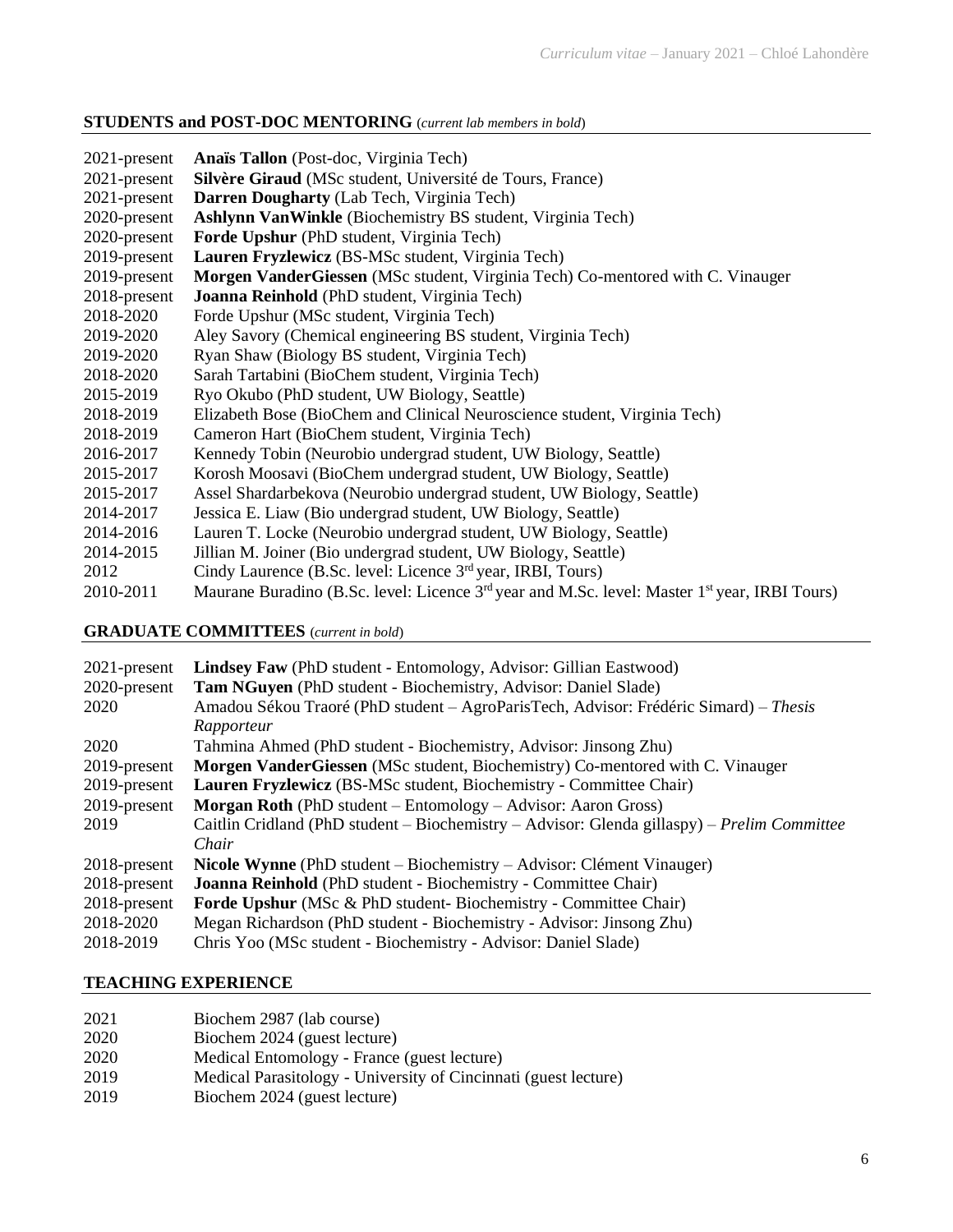## STUDENTS and POST-DOC MENTORING (*current lab members in bold*)

2021-present **Anaïs Tallon** (Post-doc, Virginia Tech)
2021-present **Silvère Giraud** (MSc student, Université de Tours, France)
2021-present **Darren Dougharty** (Lab Tech, Virginia Tech)
2020-present **Ashlynn VanWinkle** (Biochemistry BS student, Virginia Tech)
2020-present **Forde Upshur** (PhD student, Virginia Tech)
2019-present **Lauren Fryzlewicz** (BS-MSc student, Virginia Tech)
2019-present **Morgen VanderGiessen** (MSc student, Virginia Tech) Co-mentored with C. Vinauger
2018-present **Joanna Reinhold** (PhD student, Virginia Tech)
2018-2020 Forde Upshur (MSc student, Virginia Tech)
2019-2020 Aley Savory (Chemical engineering BS student, Virginia Tech)
2019-2020 Ryan Shaw (Biology BS student, Virginia Tech)
2018-2020 Sarah Tartabini (BioChem student, Virginia Tech)
2015-2019 Ryo Okubo (PhD student, UW Biology, Seattle)
2018-2019 Elizabeth Bose (BioChem and Clinical Neuroscience student, Virginia Tech)
2018-2019 Cameron Hart (BioChem student, Virginia Tech)
2016-2017 Kennedy Tobin (Neurobio undergrad student, UW Biology, Seattle)
2015-2017 Korosh Moosavi (BioChem undergrad student, UW Biology, Seattle)
2015-2017 Assel Shardarbekova (Neurobio undergrad student, UW Biology, Seattle)
2014-2017 Jessica E. Liaw (Bio undergrad student, UW Biology, Seattle)
2014-2016 Lauren T. Locke (Neurobio undergrad student, UW Biology, Seattle)
2014-2015 Jillian M. Joiner (Bio undergrad student, UW Biology, Seattle)
2012 Cindy Laurence (B.Sc. level: Licence 3rd year, IRBI, Tours)
2010-2011 Maurane Buradino (B.Sc. level: Licence 3rd year and M.Sc. level: Master 1st year, IRBI Tours)

## GRADUATE COMMITTEES (*current in bold*)

2021-present **Lindsey Faw** (PhD student - Entomology, Advisor: Gillian Eastwood)
2020-present **Tam NGuyen** (PhD student - Biochemistry, Advisor: Daniel Slade)
2020 Amadou Sékou Traoré (PhD student – AgroParisTech, Advisor: Frédéric Simard) – *Thesis Rapporteur*
2020 Tahmina Ahmed (PhD student - Biochemistry, Advisor: Jinsong Zhu)
2019-present **Morgen VanderGiessen** (MSc student, Biochemistry) Co-mentored with C. Vinauger
2019-present **Lauren Fryzlewicz** (BS-MSc student, Biochemistry - Committee Chair)
2019-present **Morgan Roth** (PhD student – Entomology – Advisor: Aaron Gross)
2019 Caitlin Cridland (PhD student – Biochemistry – Advisor: Glenda gillaspy) – *Prelim Committee Chair*
2018-present **Nicole Wynne** (PhD student – Biochemistry – Advisor: Clément Vinauger)
2018-present **Joanna Reinhold** (PhD student - Biochemistry - Committee Chair)
2018-present **Forde Upshur** (MSc & PhD student- Biochemistry - Committee Chair)
2018-2020 Megan Richardson (PhD student - Biochemistry - Advisor: Jinsong Zhu)
2018-2019 Chris Yoo (MSc student - Biochemistry - Advisor: Daniel Slade)

## TEACHING EXPERIENCE

2021 Biochem 2987 (lab course)
2020 Biochem 2024 (guest lecture)
2020 Medical Entomology - France (guest lecture)
2019 Medical Parasitology - University of Cincinnati (guest lecture)
2019 Biochem 2024 (guest lecture)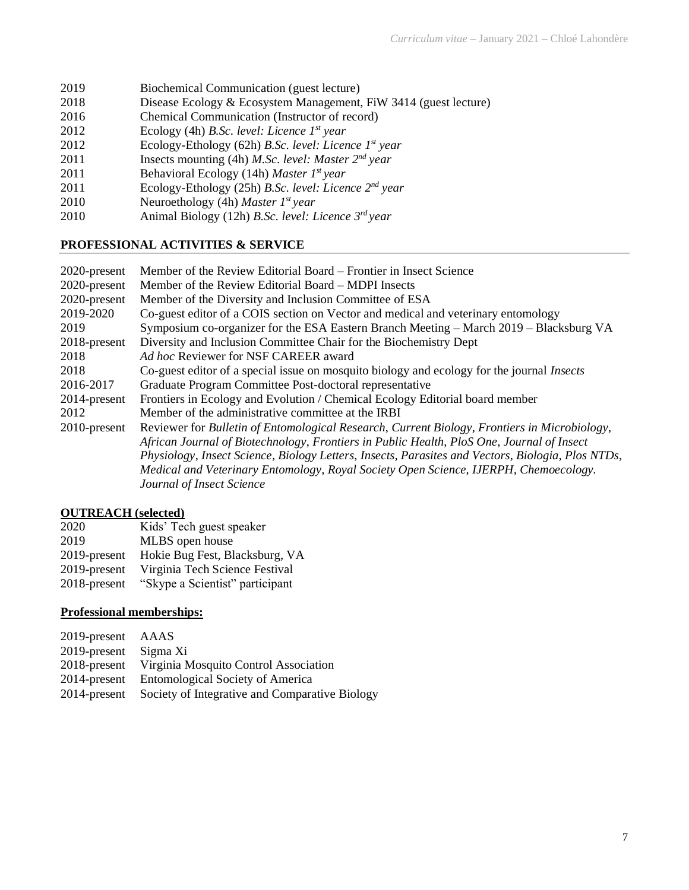| | |
|---|---|
| 2019 | Biochemical Communication (guest lecture) |
| 2018 | Disease Ecology & Ecosystem Management, FiW 3414 (guest lecture) |
| 2016 | Chemical Communication (Instructor of record) |
| 2012 | Ecology (4h) *B.Sc. level: Licence 1st year* |
| 2012 | Ecology-Ethology (62h) *B.Sc. level: Licence 1st year* |
| 2011 | Insects mounting (4h) *M.Sc. level: Master 2nd year* |
| 2011 | Behavioral Ecology (14h) *Master 1st year* |
| 2011 | Ecology-Ethology (25h) *B.Sc. level: Licence 2nd year* |
| 2010 | Neuroethology (4h) *Master 1st year* |
| 2010 | Animal Biology (12h) *B.Sc. level: Licence 3rd year* |

## PROFESSIONAL ACTIVITIES & SERVICE

| | |
|---|---|
| 2020-present | Member of the Review Editorial Board – Frontier in Insect Science |
| 2020-present | Member of the Review Editorial Board – MDPI Insects |
| 2020-present | Member of the Diversity and Inclusion Committee of ESA |
| 2019-2020 | Co-guest editor of a COIS section on Vector and medical and veterinary entomology |
| 2019 | Symposium co-organizer for the ESA Eastern Branch Meeting – March 2019 – Blacksburg VA |
| 2018-present | Diversity and Inclusion Committee Chair for the Biochemistry Dept |
| 2018 | *Ad hoc* Reviewer for NSF CAREER award |
| 2018 | Co-guest editor of a special issue on mosquito biology and ecology for the journal *Insects* |
| 2016-2017 | Graduate Program Committee Post-doctoral representative |
| 2014-present | Frontiers in Ecology and Evolution / Chemical Ecology Editorial board member |
| 2012 | Member of the administrative committee at the IRBI |
| 2010-present | Reviewer for *Bulletin of Entomological Research*, *Current Biology*, *Frontiers in Microbiology*, *African Journal of Biotechnology*, *Frontiers in Public Health*, *PloS One*, *Journal of Insect Physiology*, *Insect Science*, *Biology Letters*, *Insects*, *Parasites and Vectors*, *Biologia*, *Plos NTDs*, *Medical and Veterinary Entomology*, *Royal Society Open Science*, *IJERPH*, *Chemoecology*. *Journal of Insect Science* |

## OUTREACH (selected)

| | |
|---|---|
| 2020 | Kids' Tech guest speaker |
| 2019 | MLBS open house |
| 2019-present | Hokie Bug Fest, Blacksburg, VA |
| 2019-present | Virginia Tech Science Festival |
| 2018-present | "Skype a Scientist" participant |

## Professional memberships:

| | |
|---|---|
| 2019-present | AAAS |
| 2019-present | Sigma Xi |
| 2018-present | Virginia Mosquito Control Association |
| 2014-present | Entomological Society of America |
| 2014-present | Society of Integrative and Comparative Biology |